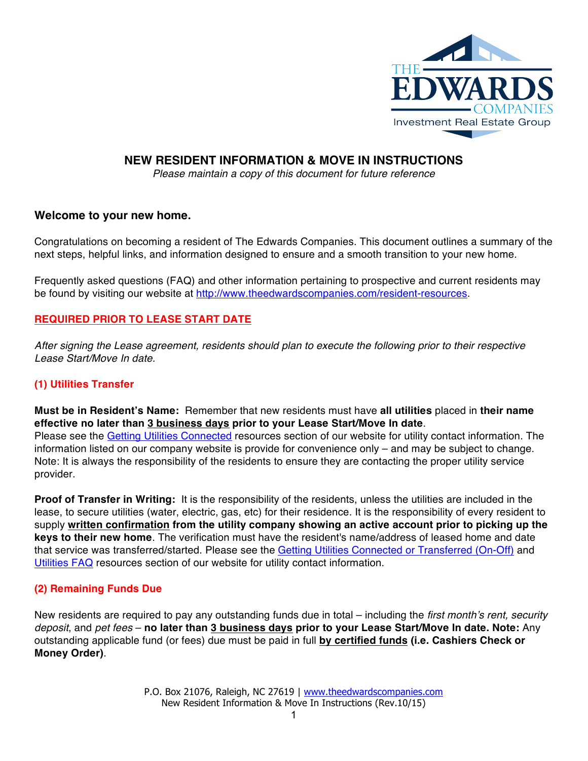# NEW RESIDENT INFORMATION & MOVE IN INSTRUCTIONS

*Please maintain a copy of this document for future reference*

## Welcome to your new home.

Congratulations on becoming a resident of The Edwards Companies. This document outlines a summary of the next steps, helpful links, and information designed to ensure and a smooth transition to your new home.

Frequently asked questions (FAQ) and other information pertaining to prospective and current residents may be found by visiting our website at http://www.theedwardscompanies.com/resident-resources.

## REQUIRED PRIOR TO LEASE START DATE

*After signing the Lease agreement, residents should plan to execute the following prior to their respective Lease Start/Move In date.*

### (1) Utilities Transfer

**Must be in Resident's Name:** Remember that new residents must have **all utilities** placed in **their name effective no later than 3 business days prior to your Lease Start/Move In date**.
Please see the Getting Utilities Connected resources section of our website for utility contact information. The information listed on our company website is provide for convenience only – and may be subject to change. Note: It is always the responsibility of the residents to ensure they are contacting the proper utility service provider.

**Proof of Transfer in Writing:** It is the responsibility of the residents, unless the utilities are included in the lease, to secure utilities (water, electric, gas, etc) for their residence. It is the responsibility of every resident to supply **written confirmation from the utility company showing an active account prior to picking up the keys to their new home**. The verification must have the resident's name/address of leased home and date that service was transferred/started. Please see the Getting Utilities Connected or Transferred (On-Off) and Utilities FAQ resources section of our website for utility contact information.

### (2) Remaining Funds Due

New residents are required to pay any outstanding funds due in total – including the *first month's rent, security deposit*, and *pet fees* – **no later than 3 business days prior to your Lease Start/Move In date. Note:** Any outstanding applicable fund (or fees) due must be paid in full **by certified funds (i.e. Cashiers Check or Money Order)**.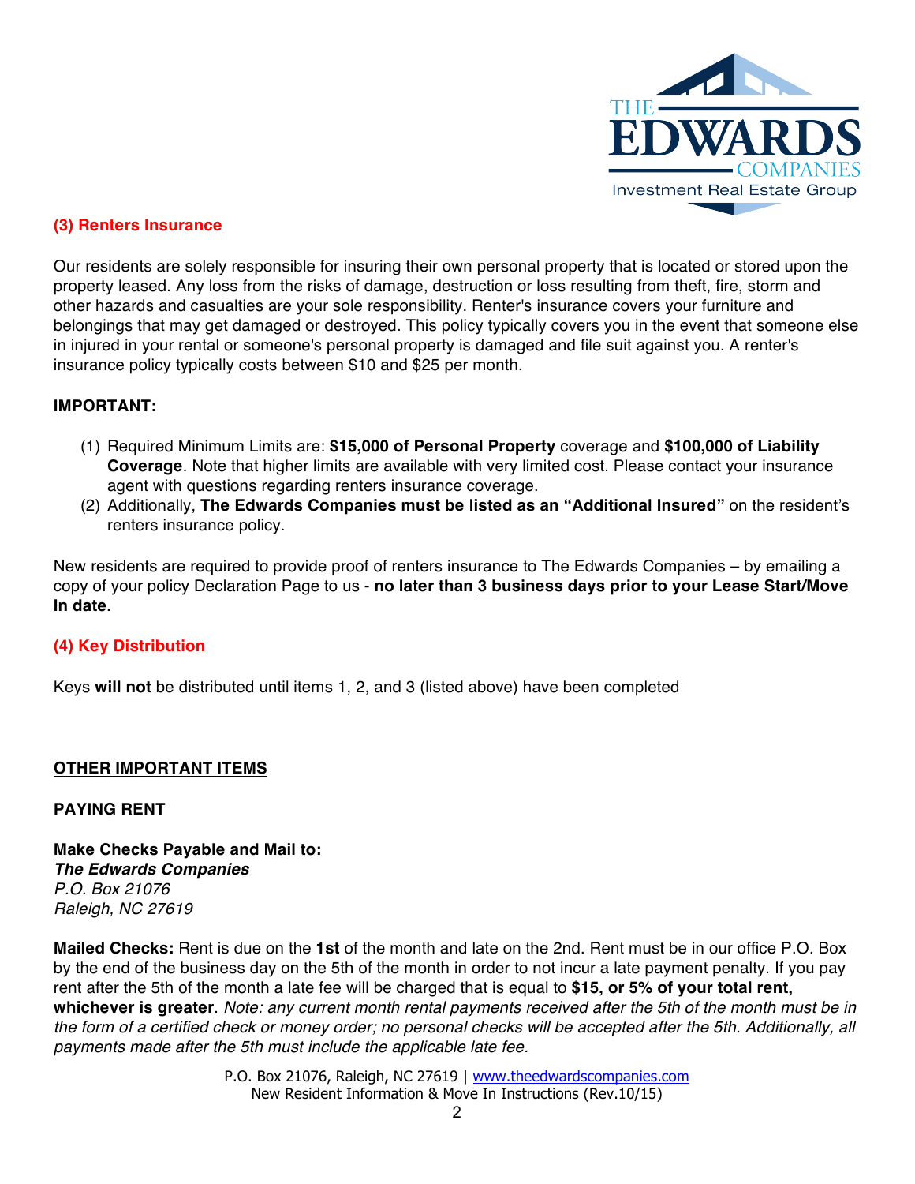### (3) Renters Insurance

Our residents are solely responsible for insuring their own personal property that is located or stored upon the property leased. Any loss from the risks of damage, destruction or loss resulting from theft, fire, storm and other hazards and casualties are your sole responsibility. Renter's insurance covers your furniture and belongings that may get damaged or destroyed. This policy typically covers you in the event that someone else in injured in your rental or someone's personal property is damaged and file suit against you. A renter's insurance policy typically costs between $10 and $25 per month.

**IMPORTANT:**

(1) Required Minimum Limits are: **$15,000 of Personal Property** coverage and **$100,000 of Liability Coverage**. Note that higher limits are available with very limited cost. Please contact your insurance agent with questions regarding renters insurance coverage.

(2) Additionally, **The Edwards Companies must be listed as an "Additional Insured"** on the resident's renters insurance policy.

New residents are required to provide proof of renters insurance to The Edwards Companies – by emailing a copy of your policy Declaration Page to us - **no later than <u>3 business days</u> prior to your Lease Start/Move In date.**

### (4) Key Distribution

Keys **<u>will not</u>** be distributed until items 1, 2, and 3 (listed above) have been completed

## <u>OTHER IMPORTANT ITEMS</u>

### PAYING RENT

**Make Checks Payable and Mail to:**
***The Edwards Companies***
*P.O. Box 21076*
*Raleigh, NC 27619*

**Mailed Checks:** Rent is due on the **1st** of the month and late on the 2nd. Rent must be in our office P.O. Box by the end of the business day on the 5th of the month in order to not incur a late payment penalty. If you pay rent after the 5th of the month a late fee will be charged that is equal to **$15, or 5% of your total rent, whichever is greater**. *Note: any current month rental payments received after the 5th of the month must be in the form of a certified check or money order; no personal checks will be accepted after the 5th. Additionally, all payments made after the 5th must include the applicable late fee.*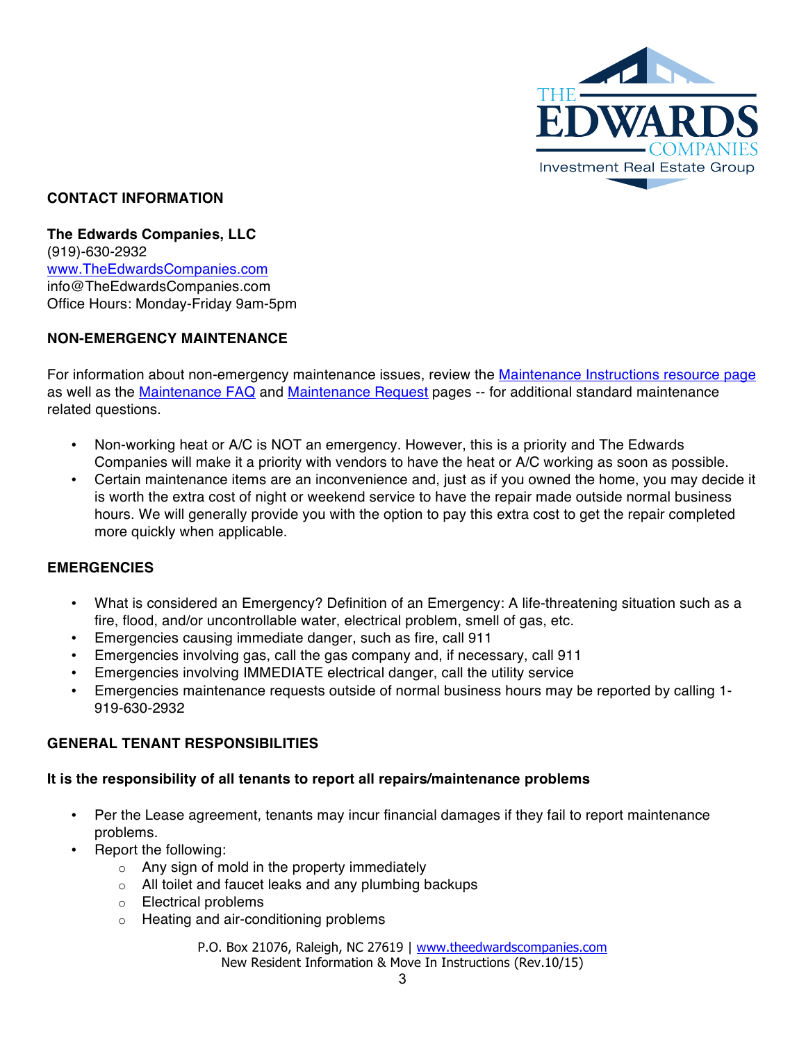## CONTACT INFORMATION

**The Edwards Companies, LLC**
(919)-630-2932
[www.TheEdwardsCompanies.com](http://www.TheEdwardsCompanies.com)
info@TheEdwardsCompanies.com
Office Hours: Monday-Friday 9am-5pm

## NON-EMERGENCY MAINTENANCE

For information about non-emergency maintenance issues, review the [Maintenance Instructions resource page](#) as well as the [Maintenance FAQ](#) and [Maintenance Request](#) pages -- for additional standard maintenance related questions.

- Non-working heat or A/C is NOT an emergency. However, this is a priority and The Edwards Companies will make it a priority with vendors to have the heat or A/C working as soon as possible.
- Certain maintenance items are an inconvenience and, just as if you owned the home, you may decide it is worth the extra cost of night or weekend service to have the repair made outside normal business hours. We will generally provide you with the option to pay this extra cost to get the repair completed more quickly when applicable.

## EMERGENCIES

- What is considered an Emergency? Definition of an Emergency: A life-threatening situation such as a fire, flood, and/or uncontrollable water, electrical problem, smell of gas, etc.
- Emergencies causing immediate danger, such as fire, call 911
- Emergencies involving gas, call the gas company and, if necessary, call 911
- Emergencies involving IMMEDIATE electrical danger, call the utility service
- Emergencies maintenance requests outside of normal business hours may be reported by calling 1-919-630-2932

## GENERAL TENANT RESPONSIBILITIES

**It is the responsibility of all tenants to report all repairs/maintenance problems**

- Per the Lease agreement, tenants may incur financial damages if they fail to report maintenance problems.
- Report the following:
  - Any sign of mold in the property immediately
  - All toilet and faucet leaks and any plumbing backups
  - Electrical problems
  - Heating and air-conditioning problems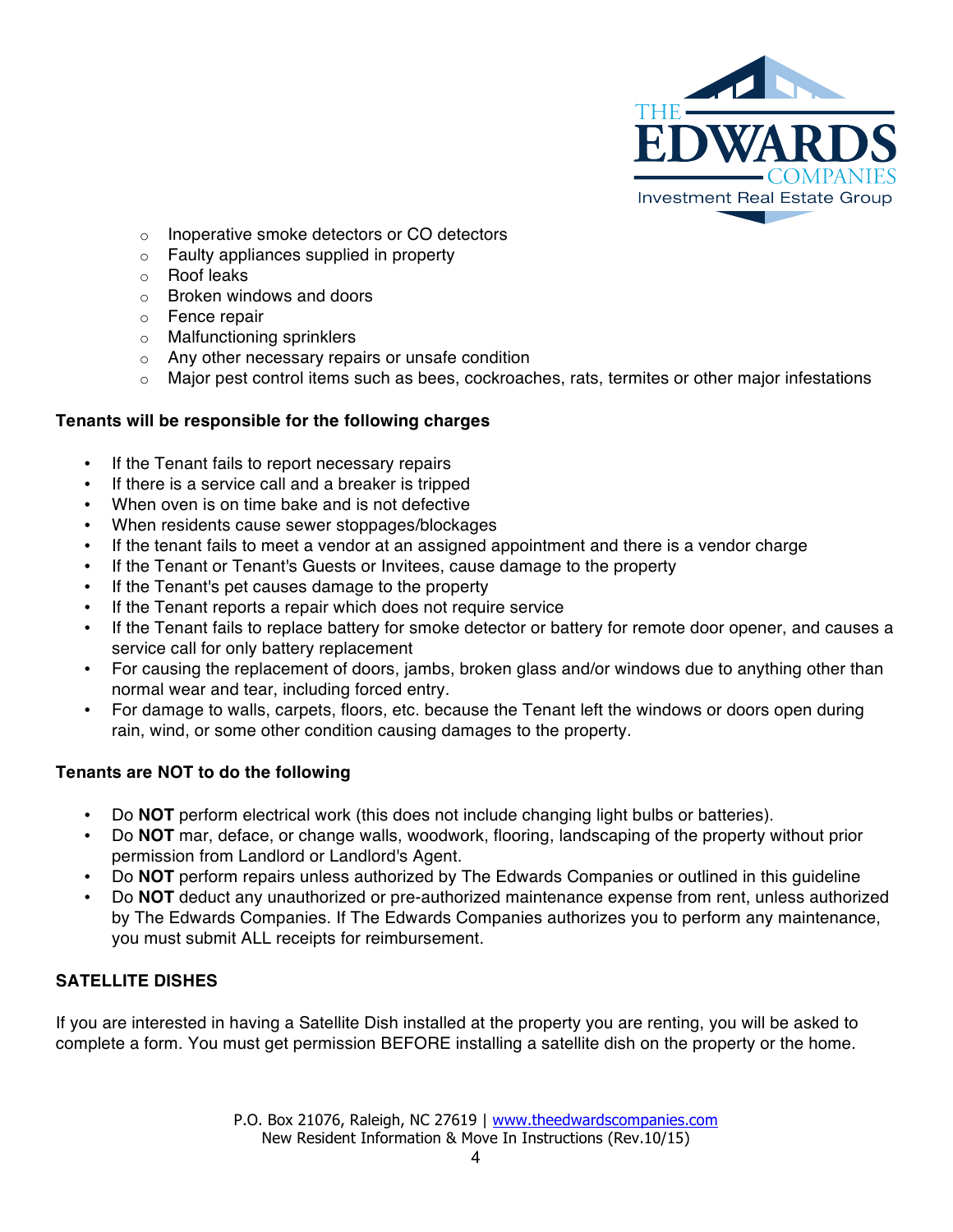- Inoperative smoke detectors or CO detectors
- Faulty appliances supplied in property
- Roof leaks
- Broken windows and doors
- Fence repair
- Malfunctioning sprinklers
- Any other necessary repairs or unsafe condition
- Major pest control items such as bees, cockroaches, rats, termites or other major infestations

**Tenants will be responsible for the following charges**

- If the Tenant fails to report necessary repairs
- If there is a service call and a breaker is tripped
- When oven is on time bake and is not defective
- When residents cause sewer stoppages/blockages
- If the tenant fails to meet a vendor at an assigned appointment and there is a vendor charge
- If the Tenant or Tenant's Guests or Invitees, cause damage to the property
- If the Tenant's pet causes damage to the property
- If the Tenant reports a repair which does not require service
- If the Tenant fails to replace battery for smoke detector or battery for remote door opener, and causes a service call for only battery replacement
- For causing the replacement of doors, jambs, broken glass and/or windows due to anything other than normal wear and tear, including forced entry.
- For damage to walls, carpets, floors, etc. because the Tenant left the windows or doors open during rain, wind, or some other condition causing damages to the property.

**Tenants are NOT to do the following**

- Do **NOT** perform electrical work (this does not include changing light bulbs or batteries).
- Do **NOT** mar, deface, or change walls, woodwork, flooring, landscaping of the property without prior permission from Landlord or Landlord's Agent.
- Do **NOT** perform repairs unless authorized by The Edwards Companies or outlined in this guideline
- Do **NOT** deduct any unauthorized or pre-authorized maintenance expense from rent, unless authorized by The Edwards Companies. If The Edwards Companies authorizes you to perform any maintenance, you must submit ALL receipts for reimbursement.

**SATELLITE DISHES**

If you are interested in having a Satellite Dish installed at the property you are renting, you will be asked to complete a form. You must get permission BEFORE installing a satellite dish on the property or the home.